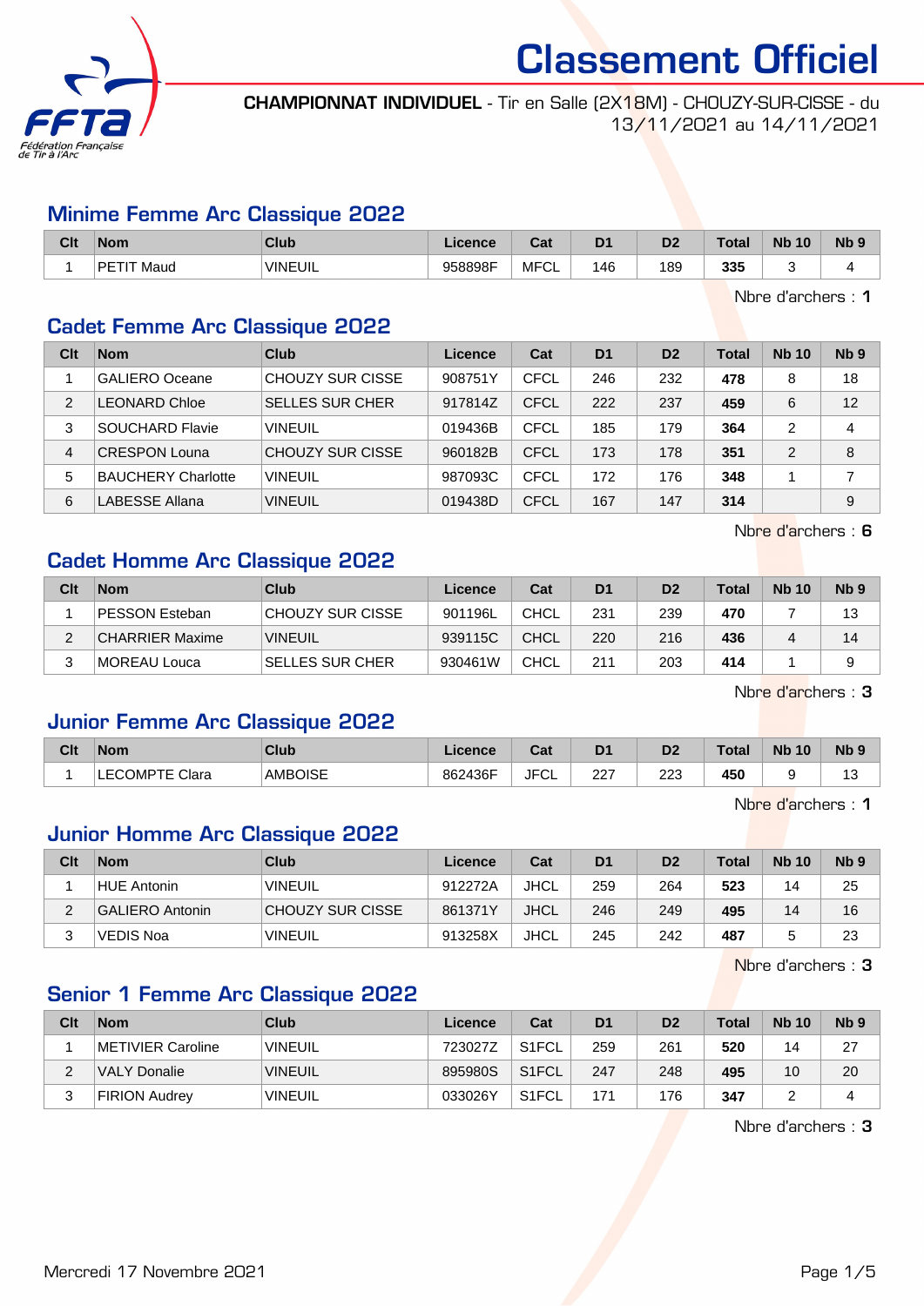# Classement Officiel

**CHAMPIONNAT INDIVIDUEL** - Tir en Salle (2X18M) - CHOUZY-SUR-CISSE - du 13/11/2021 au 14/11/2021

## Minime Femme Arc Classique 2022

| Clt | Nom | Club | Licence | Cat | D1 | D2 | Total | Nb 10 | Nb 9 |
|---|---|---|---|---|---|---|---|---|---|
| 1 | PETIT Maud | VINEUIL | 958898F | MFCL | 146 | 189 | **335** | 3 | 4 |

Nbre d'archers : **1**

## Cadet Femme Arc Classique 2022

| Clt | Nom | Club | Licence | Cat | D1 | D2 | Total | Nb 10 | Nb 9 |
|---|---|---|---|---|---|---|---|---|---|
| 1 | GALIERO Oceane | CHOUZY SUR CISSE | 908751Y | CFCL | 246 | 232 | **478** | 8 | 18 |
| 2 | LEONARD Chloe | SELLES SUR CHER | 917814Z | CFCL | 222 | 237 | **459** | 6 | 12 |
| 3 | SOUCHARD Flavie | VINEUIL | 019436B | CFCL | 185 | 179 | **364** | 2 | 4 |
| 4 | CRESPON Louna | CHOUZY SUR CISSE | 960182B | CFCL | 173 | 178 | **351** | 2 | 8 |
| 5 | BAUCHERY Charlotte | VINEUIL | 987093C | CFCL | 172 | 176 | **348** | 1 | 7 |
| 6 | LABESSE Allana | VINEUIL | 019438D | CFCL | 167 | 147 | **314** | | 9 |

Nbre d'archers : **6**

## Cadet Homme Arc Classique 2022

| Clt | Nom | Club | Licence | Cat | D1 | D2 | Total | Nb 10 | Nb 9 |
|---|---|---|---|---|---|---|---|---|---|
| 1 | PESSON Esteban | CHOUZY SUR CISSE | 901196L | CHCL | 231 | 239 | **470** | 7 | 13 |
| 2 | CHARRIER Maxime | VINEUIL | 939115C | CHCL | 220 | 216 | **436** | 4 | 14 |
| 3 | MOREAU Louca | SELLES SUR CHER | 930461W | CHCL | 211 | 203 | **414** | 1 | 9 |

Nbre d'archers : **3**

## Junior Femme Arc Classique 2022

| Clt | Nom | Club | Licence | Cat | D1 | D2 | Total | Nb 10 | Nb 9 |
|---|---|---|---|---|---|---|---|---|---|
| 1 | LECOMPTE Clara | AMBOISE | 862436F | JFCL | 227 | 223 | **450** | 9 | 13 |

Nbre d'archers : **1**

## Junior Homme Arc Classique 2022

| Clt | Nom | Club | Licence | Cat | D1 | D2 | Total | Nb 10 | Nb 9 |
|---|---|---|---|---|---|---|---|---|---|
| 1 | HUE Antonin | VINEUIL | 912272A | JHCL | 259 | 264 | **523** | 14 | 25 |
| 2 | GALIERO Antonin | CHOUZY SUR CISSE | 861371Y | JHCL | 246 | 249 | **495** | 14 | 16 |
| 3 | VEDIS Noa | VINEUIL | 913258X | JHCL | 245 | 242 | **487** | 5 | 23 |

Nbre d'archers : **3**

## Senior 1 Femme Arc Classique 2022

| Clt | Nom | Club | Licence | Cat | D1 | D2 | Total | Nb 10 | Nb 9 |
|---|---|---|---|---|---|---|---|---|---|
| 1 | METIVIER Caroline | VINEUIL | 723027Z | S1FCL | 259 | 261 | **520** | 14 | 27 |
| 2 | VALY Donalie | VINEUIL | 895980S | S1FCL | 247 | 248 | **495** | 10 | 20 |
| 3 | FIRION Audrey | VINEUIL | 033026Y | S1FCL | 171 | 176 | **347** | 2 | 4 |

Nbre d'archers : **3**

Mercredi 17 Novembre 2021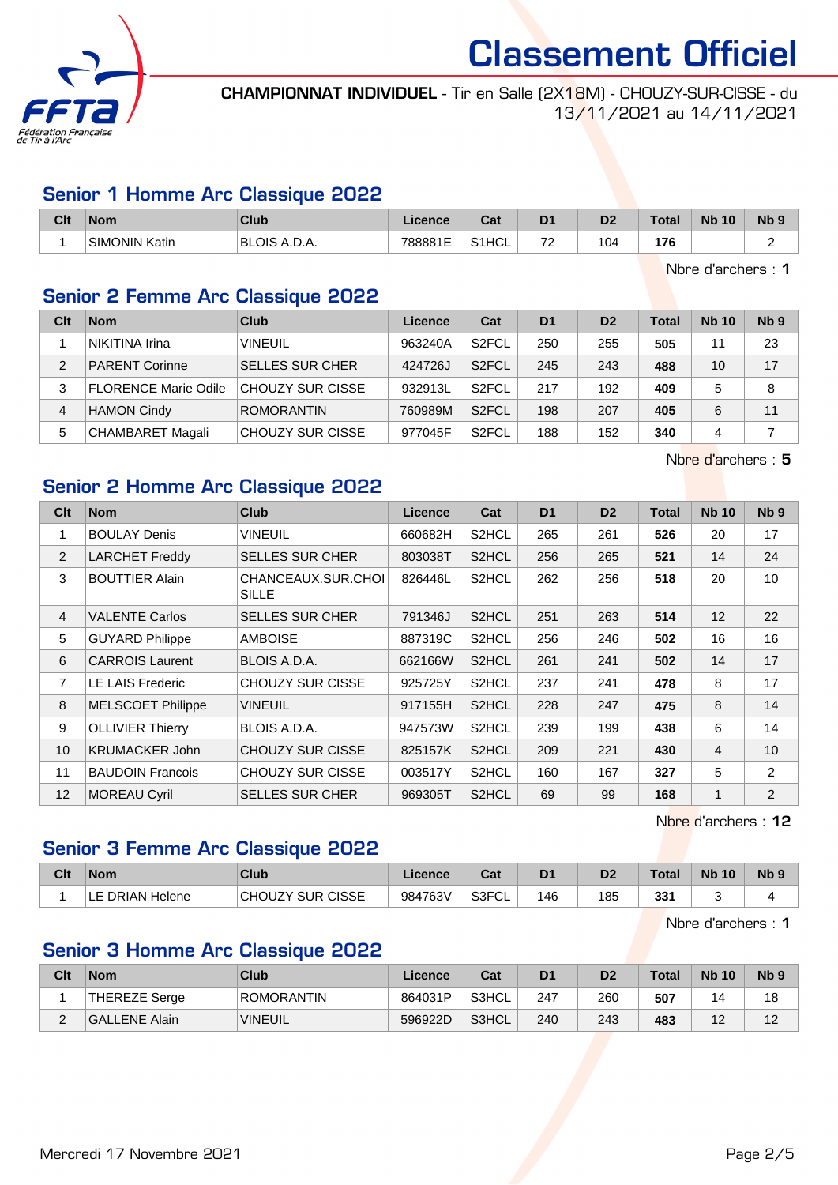# Classement Officiel

**CHAMPIONNAT INDIVIDUEL** - Tir en Salle (2X18M) - CHOUZY-SUR-CISSE - du 13/11/2021 au 14/11/2021

## Senior 1 Homme Arc Classique 2022

| Clt | Nom | Club | Licence | Cat | D1 | D2 | Total | Nb 10 | Nb 9 |
|---|---|---|---|---|---|---|---|---|---|
| 1 | SIMONIN Katin | BLOIS A.D.A. | 788881E | S1HCL | 72 | 104 | **176** | | 2 |

Nbre d'archers : **1**

## Senior 2 Femme Arc Classique 2022

| Clt | Nom | Club | Licence | Cat | D1 | D2 | Total | Nb 10 | Nb 9 |
|---|---|---|---|---|---|---|---|---|---|
| 1 | NIKITINA Irina | VINEUIL | 963240A | S2FCL | 250 | 255 | **505** | 11 | 23 |
| 2 | PARENT Corinne | SELLES SUR CHER | 424726J | S2FCL | 245 | 243 | **488** | 10 | 17 |
| 3 | FLORENCE Marie Odile | CHOUZY SUR CISSE | 932913L | S2FCL | 217 | 192 | **409** | 5 | 8 |
| 4 | HAMON Cindy | ROMORANTIN | 760989M | S2FCL | 198 | 207 | **405** | 6 | 11 |
| 5 | CHAMBARET Magali | CHOUZY SUR CISSE | 977045F | S2FCL | 188 | 152 | **340** | 4 | 7 |

Nbre d'archers : **5**

## Senior 2 Homme Arc Classique 2022

| Clt | Nom | Club | Licence | Cat | D1 | D2 | Total | Nb 10 | Nb 9 |
|---|---|---|---|---|---|---|---|---|---|
| 1 | BOULAY Denis | VINEUIL | 660682H | S2HCL | 265 | 261 | **526** | 20 | 17 |
| 2 | LARCHET Freddy | SELLES SUR CHER | 803038T | S2HCL | 256 | 265 | **521** | 14 | 24 |
| 3 | BOUTTIER Alain | CHANCEAUX.SUR.CHOISILLE | 826446L | S2HCL | 262 | 256 | **518** | 20 | 10 |
| 4 | VALENTE Carlos | SELLES SUR CHER | 791346J | S2HCL | 251 | 263 | **514** | 12 | 22 |
| 5 | GUYARD Philippe | AMBOISE | 887319C | S2HCL | 256 | 246 | **502** | 16 | 16 |
| 6 | CARROIS Laurent | BLOIS A.D.A. | 662166W | S2HCL | 261 | 241 | **502** | 14 | 17 |
| 7 | LE LAIS Frederic | CHOUZY SUR CISSE | 925725Y | S2HCL | 237 | 241 | **478** | 8 | 17 |
| 8 | MELSCOET Philippe | VINEUIL | 917155H | S2HCL | 228 | 247 | **475** | 8 | 14 |
| 9 | OLLIVIER Thierry | BLOIS A.D.A. | 947573W | S2HCL | 239 | 199 | **438** | 6 | 14 |
| 10 | KRUMACKER John | CHOUZY SUR CISSE | 825157K | S2HCL | 209 | 221 | **430** | 4 | 10 |
| 11 | BAUDOIN Francois | CHOUZY SUR CISSE | 003517Y | S2HCL | 160 | 167 | **327** | 5 | 2 |
| 12 | MOREAU Cyril | SELLES SUR CHER | 969305T | S2HCL | 69 | 99 | **168** | 1 | 2 |

Nbre d'archers : **12**

## Senior 3 Femme Arc Classique 2022

| Clt | Nom | Club | Licence | Cat | D1 | D2 | Total | Nb 10 | Nb 9 |
|---|---|---|---|---|---|---|---|---|---|
| 1 | LE DRIAN Helene | CHOUZY SUR CISSE | 984763V | S3FCL | 146 | 185 | **331** | 3 | 4 |

Nbre d'archers : **1**

## Senior 3 Homme Arc Classique 2022

| Clt | Nom | Club | Licence | Cat | D1 | D2 | Total | Nb 10 | Nb 9 |
|---|---|---|---|---|---|---|---|---|---|
| 1 | THEREZE Serge | ROMORANTIN | 864031P | S3HCL | 247 | 260 | **507** | 14 | 18 |
| 2 | GALLENE Alain | VINEUIL | 596922D | S3HCL | 240 | 243 | **483** | 12 | 12 |

Mercredi 17 Novembre 2021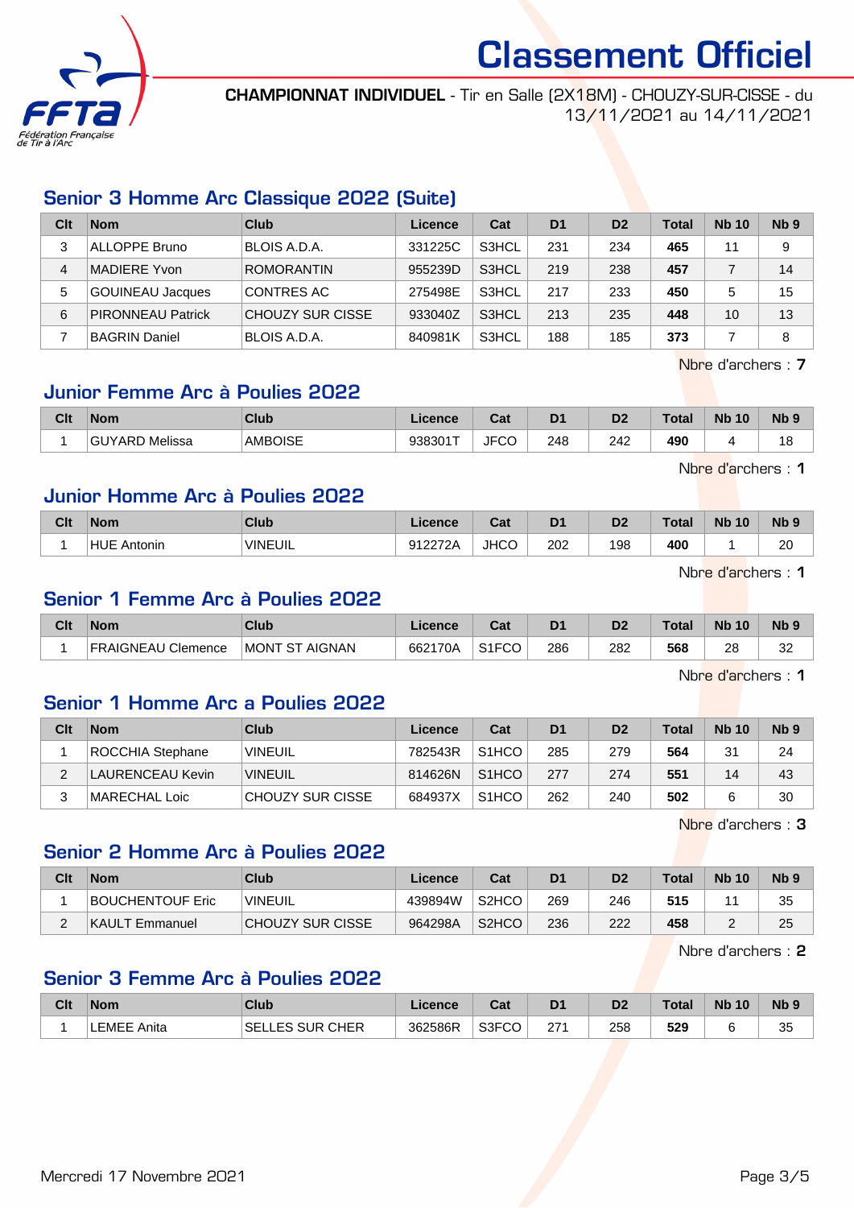# Classement Officiel

**CHAMPIONNAT INDIVIDUEL** - Tir en Salle (2X18M) - CHOUZY-SUR-CISSE - du 13/11/2021 au 14/11/2021

## Senior 3 Homme Arc Classique 2022 (Suite)

| Clt | Nom | Club | Licence | Cat | D1 | D2 | Total | Nb 10 | Nb 9 |
|---|---|---|---|---|---|---|---|---|---|
| 3 | ALLOPPE Bruno | BLOIS A.D.A. | 331225C | S3HCL | 231 | 234 | **465** | 11 | 9 |
| 4 | MADIERE Yvon | ROMORANTIN | 955239D | S3HCL | 219 | 238 | **457** | 7 | 14 |
| 5 | GOUINEAU Jacques | CONTRES AC | 275498E | S3HCL | 217 | 233 | **450** | 5 | 15 |
| 6 | PIRONNEAU Patrick | CHOUZY SUR CISSE | 933040Z | S3HCL | 213 | 235 | **448** | 10 | 13 |
| 7 | BAGRIN Daniel | BLOIS A.D.A. | 840981K | S3HCL | 188 | 185 | **373** | 7 | 8 |

Nbre d'archers : **7**

## Junior Femme Arc à Poulies 2022

| Clt | Nom | Club | Licence | Cat | D1 | D2 | Total | Nb 10 | Nb 9 |
|---|---|---|---|---|---|---|---|---|---|
| 1 | GUYARD Melissa | AMBOISE | 938301T | JFCO | 248 | 242 | **490** | 4 | 18 |

Nbre d'archers : **1**

## Junior Homme Arc à Poulies 2022

| Clt | Nom | Club | Licence | Cat | D1 | D2 | Total | Nb 10 | Nb 9 |
|---|---|---|---|---|---|---|---|---|---|
| 1 | HUE Antonin | VINEUIL | 912272A | JHCO | 202 | 198 | **400** | 1 | 20 |

Nbre d'archers : **1**

## Senior 1 Femme Arc à Poulies 2022

| Clt | Nom | Club | Licence | Cat | D1 | D2 | Total | Nb 10 | Nb 9 |
|---|---|---|---|---|---|---|---|---|---|
| 1 | FRAIGNEAU Clemence | MONT ST AIGNAN | 662170A | S1FCO | 286 | 282 | **568** | 28 | 32 |

Nbre d'archers : **1**

## Senior 1 Homme Arc a Poulies 2022

| Clt | Nom | Club | Licence | Cat | D1 | D2 | Total | Nb 10 | Nb 9 |
|---|---|---|---|---|---|---|---|---|---|
| 1 | ROCCHIA Stephane | VINEUIL | 782543R | S1HCO | 285 | 279 | **564** | 31 | 24 |
| 2 | LAURENCEAU Kevin | VINEUIL | 814626N | S1HCO | 277 | 274 | **551** | 14 | 43 |
| 3 | MARECHAL Loic | CHOUZY SUR CISSE | 684937X | S1HCO | 262 | 240 | **502** | 6 | 30 |

Nbre d'archers : **3**

## Senior 2 Homme Arc à Poulies 2022

| Clt | Nom | Club | Licence | Cat | D1 | D2 | Total | Nb 10 | Nb 9 |
|---|---|---|---|---|---|---|---|---|---|
| 1 | BOUCHENTOUF Eric | VINEUIL | 439894W | S2HCO | 269 | 246 | **515** | 11 | 35 |
| 2 | KAULT Emmanuel | CHOUZY SUR CISSE | 964298A | S2HCO | 236 | 222 | **458** | 2 | 25 |

Nbre d'archers : **2**

## Senior 3 Femme Arc à Poulies 2022

| Clt | Nom | Club | Licence | Cat | D1 | D2 | Total | Nb 10 | Nb 9 |
|---|---|---|---|---|---|---|---|---|---|
| 1 | LEMEE Anita | SELLES SUR CHER | 362586R | S3FCO | 271 | 258 | **529** | 6 | 35 |

Mercredi 17 Novembre 2021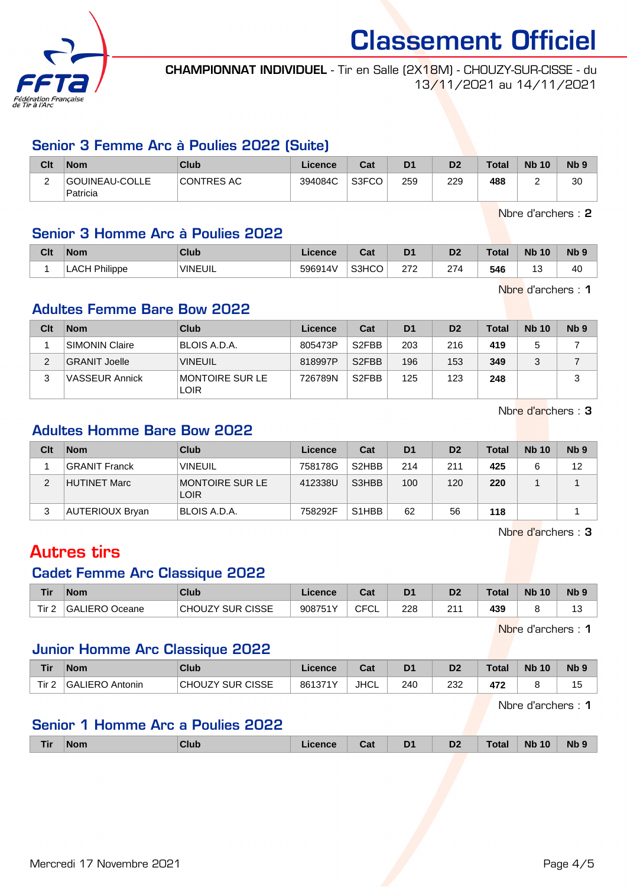# Classement Officiel

**CHAMPIONNAT INDIVIDUEL** - Tir en Salle (2X18M) - CHOUZY-SUR-CISSE - du 13/11/2021 au 14/11/2021

## Senior 3 Femme Arc à Poulies 2022 (Suite)

| Clt | Nom | Club | Licence | Cat | D1 | D2 | Total | Nb 10 | Nb 9 |
|---|---|---|---|---|---|---|---|---|---|
| 2 | GOUINEAU-COLLE Patricia | CONTRES AC | 394084C | S3FCO | 259 | 229 | **488** | 2 | 30 |

Nbre d'archers : **2**

## Senior 3 Homme Arc à Poulies 2022

| Clt | Nom | Club | Licence | Cat | D1 | D2 | Total | Nb 10 | Nb 9 |
|---|---|---|---|---|---|---|---|---|---|
| 1 | LACH Philippe | VINEUIL | 596914V | S3HCO | 272 | 274 | **546** | 13 | 40 |

Nbre d'archers : **1**

## Adultes Femme Bare Bow 2022

| Clt | Nom | Club | Licence | Cat | D1 | D2 | Total | Nb 10 | Nb 9 |
|---|---|---|---|---|---|---|---|---|---|
| 1 | SIMONIN Claire | BLOIS A.D.A. | 805473P | S2FBB | 203 | 216 | **419** | 5 | 7 |
| 2 | GRANIT Joelle | VINEUIL | 818997P | S2FBB | 196 | 153 | **349** | 3 | 7 |
| 3 | VASSEUR Annick | MONTOIRE SUR LE LOIR | 726789N | S2FBB | 125 | 123 | **248** | | 3 |

Nbre d'archers : **3**

## Adultes Homme Bare Bow 2022

| Clt | Nom | Club | Licence | Cat | D1 | D2 | Total | Nb 10 | Nb 9 |
|---|---|---|---|---|---|---|---|---|---|
| 1 | GRANIT Franck | VINEUIL | 758178G | S2HBB | 214 | 211 | **425** | 6 | 12 |
| 2 | HUTINET Marc | MONTOIRE SUR LE LOIR | 412338U | S3HBB | 100 | 120 | **220** | 1 | 1 |
| 3 | AUTERIOUX Bryan | BLOIS A.D.A. | 758292F | S1HBB | 62 | 56 | **118** | | 1 |

Nbre d'archers : **3**

# Autres tirs

## Cadet Femme Arc Classique 2022

| Tir | Nom | Club | Licence | Cat | D1 | D2 | Total | Nb 10 | Nb 9 |
|---|---|---|---|---|---|---|---|---|---|
| Tir 2 | GALIERO Oceane | CHOUZY SUR CISSE | 908751Y | CFCL | 228 | 211 | **439** | 8 | 13 |

Nbre d'archers : **1**

## Junior Homme Arc Classique 2022

| Tir | Nom | Club | Licence | Cat | D1 | D2 | Total | Nb 10 | Nb 9 |
|---|---|---|---|---|---|---|---|---|---|
| Tir 2 | GALIERO Antonin | CHOUZY SUR CISSE | 861371Y | JHCL | 240 | 232 | **472** | 8 | 15 |

Nbre d'archers : **1**

## Senior 1 Homme Arc a Poulies 2022

| Tir | Nom | Club | Licence | Cat | D1 | D2 | Total | Nb 10 | Nb 9 |
|---|---|---|---|---|---|---|---|---|---|

Mercredi 17 Novembre 2021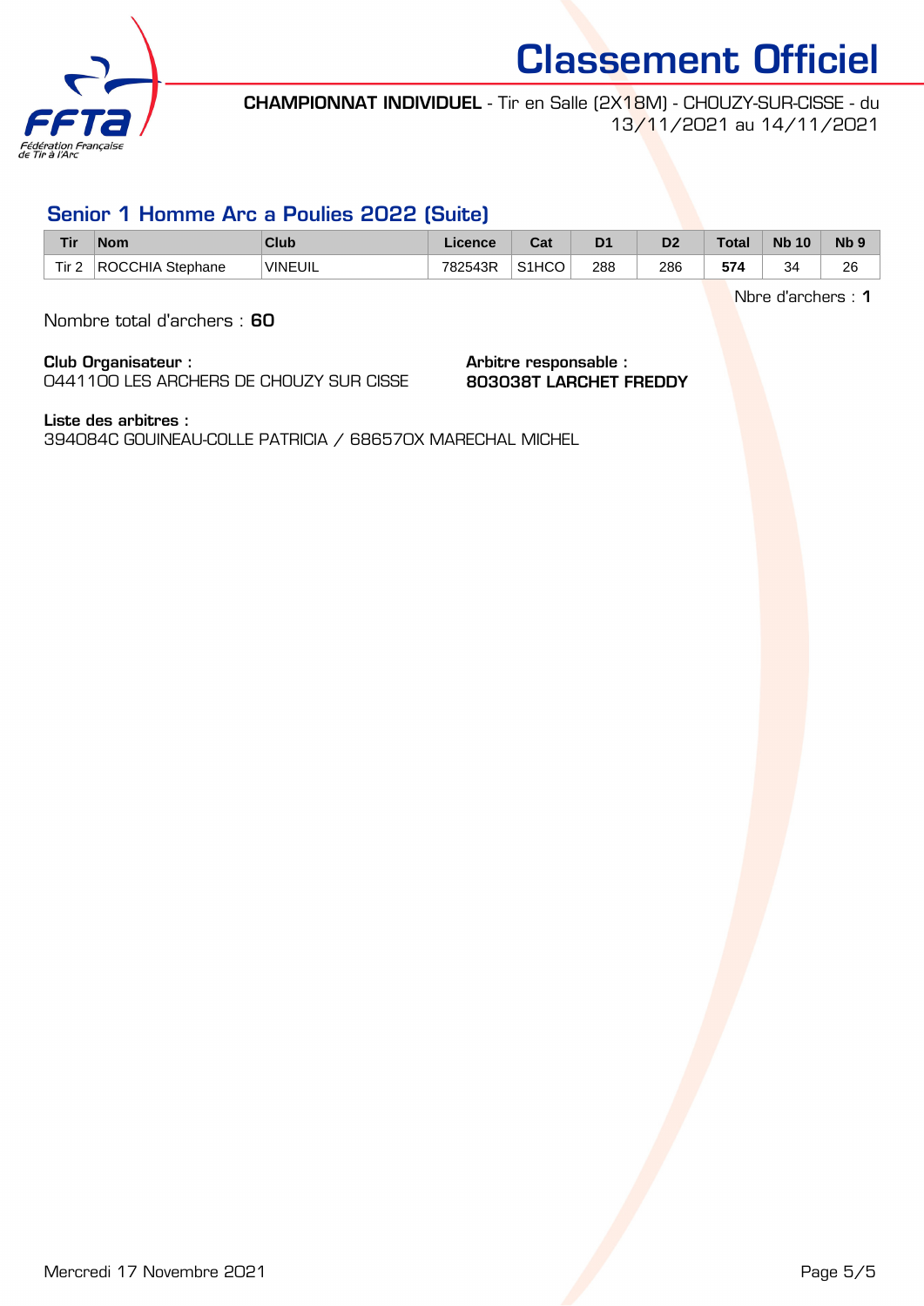# Classement Officiel

**CHAMPIONNAT INDIVIDUEL** - Tir en Salle (2X18M) - CHOUZY-SUR-CISSE - du 13/11/2021 au 14/11/2021

## Senior 1 Homme Arc a Poulies 2022 (Suite)

| Tir | Nom | Club | Licence | Cat | D1 | D2 | Total | Nb 10 | Nb 9 |
|---|---|---|---|---|---|---|---|---|---|
| Tir 2 | ROCCHIA Stephane | VINEUIL | 782543R | S1HCO | 288 | 286 | **574** | 34 | 26 |

Nbre d'archers : **1**

Nombre total d'archers : **60**

**Club Organisateur :**
0441100 LES ARCHERS DE CHOUZY SUR CISSE

**Arbitre responsable :**
**803038T LARCHET FREDDY**

**Liste des arbitres :**
394084C GOUINEAU-COLLE PATRICIA / 686570X MARECHAL MICHEL

Mercredi 17 Novembre 2021